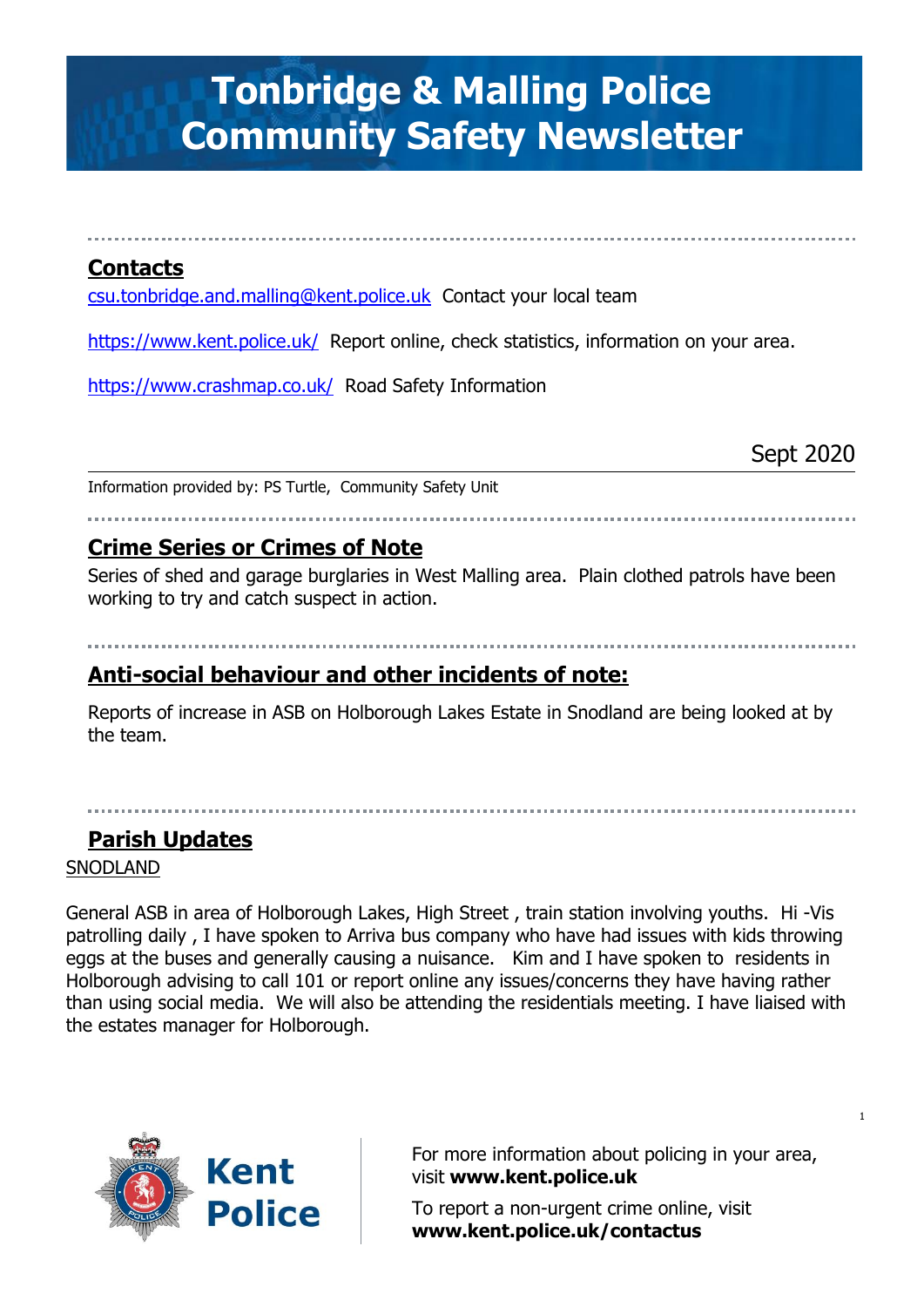# Tonbridge & Malling Police Community Safety Newsletter

## Contacts

csu.tonbridge.and.malling@kent.police.uk  Contact your local team

https://www.kent.police.uk/  Report online, check statistics, information on your area.

https://www.crashmap.co.uk/  Road Safety Information

Sept 2020

Information provided by: PS Turtle,  Community Safety Unit

## Crime Series or Crimes of Note

Series of shed and garage burglaries in West Malling area.  Plain clothed patrols have been working to try and catch suspect in action.

## Anti-social behaviour and other incidents of note:

Reports of increase in ASB on Holborough Lakes Estate in Snodland are being looked at by the team.

## Parish Updates

SNODLAND

General ASB in area of Holborough Lakes, High Street , train station involving youths.  Hi -Vis patrolling daily , I have spoken to Arriva bus company who have had issues with kids throwing eggs at the buses and generally causing a nuisance.   Kim and I have spoken to  residents in Holborough advising to call 101 or report online any issues/concerns they have having rather than using social media.  We will also be attending the residentials meeting. I have liaised with the estates manager for Holborough.

Kent Police

For more information about policing in your area, visit **www.kent.police.uk**

To report a non-urgent crime online, visit **www.kent.police.uk/contactus**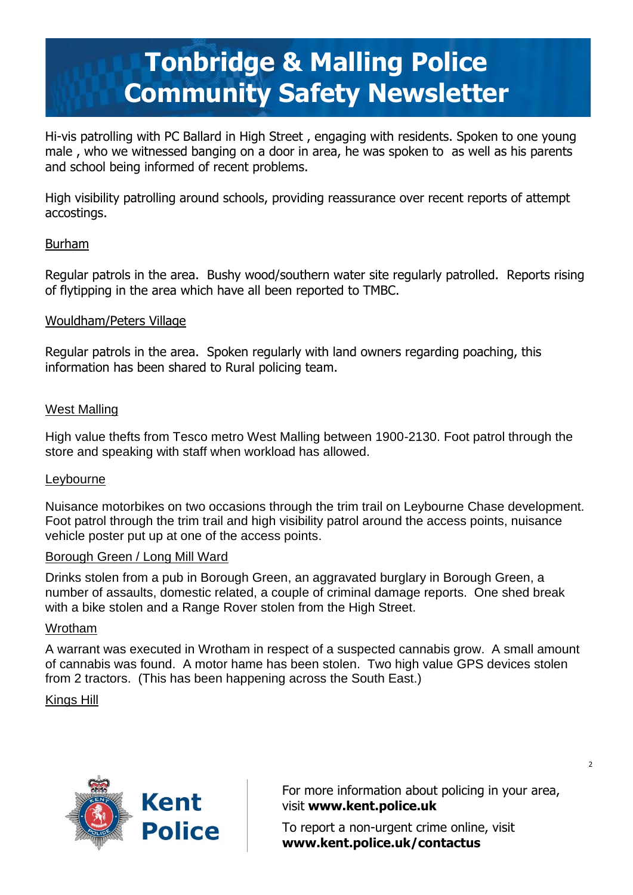# Tonbridge & Malling Police Community Safety Newsletter

Hi-vis patrolling with PC Ballard in High Street , engaging with residents. Spoken to one young male , who we witnessed banging on a door in area, he was spoken to as well as his parents and school being informed of recent problems.

High visibility patrolling around schools, providing reassurance over recent reports of attempt accostings.

Burham

Regular patrols in the area. Bushy wood/southern water site regularly patrolled. Reports rising of flytipping in the area which have all been reported to TMBC.

Wouldham/Peters Village

Regular patrols in the area. Spoken regularly with land owners regarding poaching, this information has been shared to Rural policing team.

West Malling

High value thefts from Tesco metro West Malling between 1900-2130. Foot patrol through the store and speaking with staff when workload has allowed.

Leybourne

Nuisance motorbikes on two occasions through the trim trail on Leybourne Chase development. Foot patrol through the trim trail and high visibility patrol around the access points, nuisance vehicle poster put up at one of the access points.

Borough Green / Long Mill Ward

Drinks stolen from a pub in Borough Green, an aggravated burglary in Borough Green, a number of assaults, domestic related, a couple of criminal damage reports. One shed break with a bike stolen and a Range Rover stolen from the High Street.

Wrotham

A warrant was executed in Wrotham in respect of a suspected cannabis grow. A small amount of cannabis was found. A motor hame has been stolen. Two high value GPS devices stolen from 2 tractors. (This has been happening across the South East.)

Kings Hill

Kent Police

For more information about policing in your area, visit **www.kent.police.uk**

To report a non-urgent crime online, visit **www.kent.police.uk/contactus**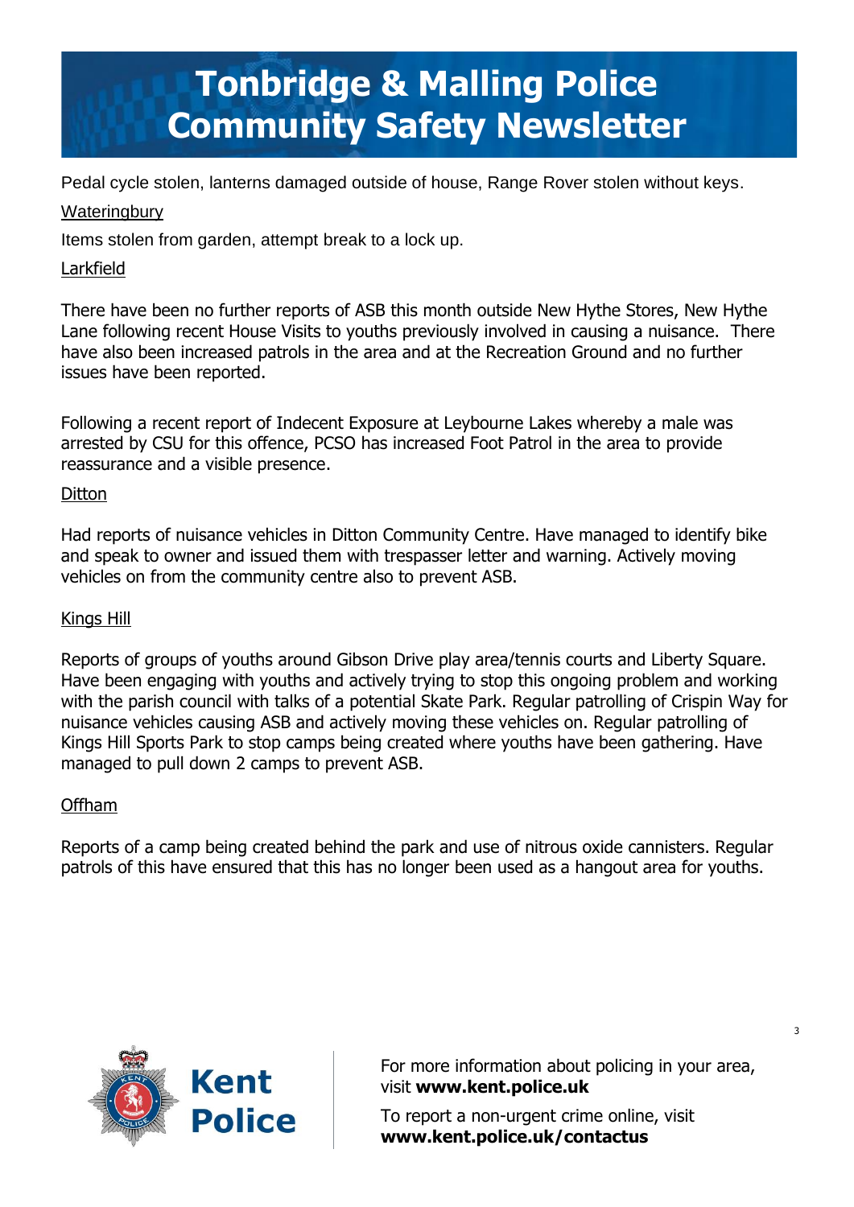# Tonbridge & Malling Police Community Safety Newsletter

Pedal cycle stolen, lanterns damaged outside of house, Range Rover stolen without keys.

Wateringbury

Items stolen from garden, attempt break to a lock up.

Larkfield

There have been no further reports of ASB this month outside New Hythe Stores, New Hythe Lane following recent House Visits to youths previously involved in causing a nuisance. There have also been increased patrols in the area and at the Recreation Ground and no further issues have been reported.

Following a recent report of Indecent Exposure at Leybourne Lakes whereby a male was arrested by CSU for this offence, PCSO has increased Foot Patrol in the area to provide reassurance and a visible presence.

Ditton

Had reports of nuisance vehicles in Ditton Community Centre. Have managed to identify bike and speak to owner and issued them with trespasser letter and warning. Actively moving vehicles on from the community centre also to prevent ASB.

Kings Hill

Reports of groups of youths around Gibson Drive play area/tennis courts and Liberty Square. Have been engaging with youths and actively trying to stop this ongoing problem and working with the parish council with talks of a potential Skate Park. Regular patrolling of Crispin Way for nuisance vehicles causing ASB and actively moving these vehicles on. Regular patrolling of Kings Hill Sports Park to stop camps being created where youths have been gathering. Have managed to pull down 2 camps to prevent ASB.

Offham

Reports of a camp being created behind the park and use of nitrous oxide cannisters. Regular patrols of this have ensured that this has no longer been used as a hangout area for youths.

Kent Police

For more information about policing in your area, visit **www.kent.police.uk**

To report a non-urgent crime online, visit **www.kent.police.uk/contactus**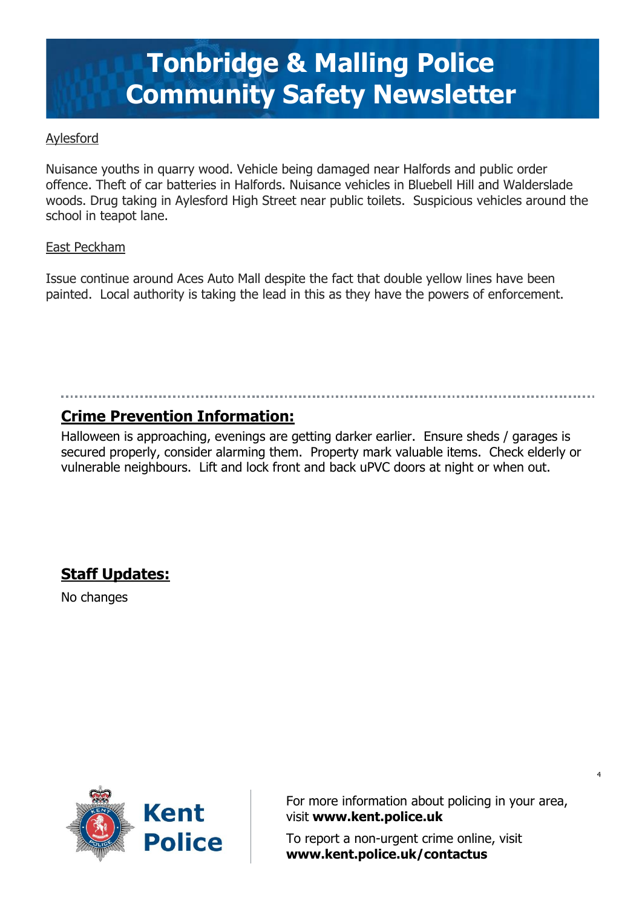# Tonbridge & Malling Police Community Safety Newsletter

Aylesford

Nuisance youths in quarry wood. Vehicle being damaged near Halfords and public order offence. Theft of car batteries in Halfords. Nuisance vehicles in Bluebell Hill and Walderslade woods. Drug taking in Aylesford High Street near public toilets. Suspicious vehicles around the school in teapot lane.

East Peckham

Issue continue around Aces Auto Mall despite the fact that double yellow lines have been painted. Local authority is taking the lead in this as they have the powers of enforcement.

## Crime Prevention Information:

Halloween is approaching, evenings are getting darker earlier. Ensure sheds / garages is secured properly, consider alarming them. Property mark valuable items. Check elderly or vulnerable neighbours. Lift and lock front and back uPVC doors at night or when out.

## Staff Updates:

No changes

Kent Police

For more information about policing in your area, visit **www.kent.police.uk**

To report a non-urgent crime online, visit **www.kent.police.uk/contactus**